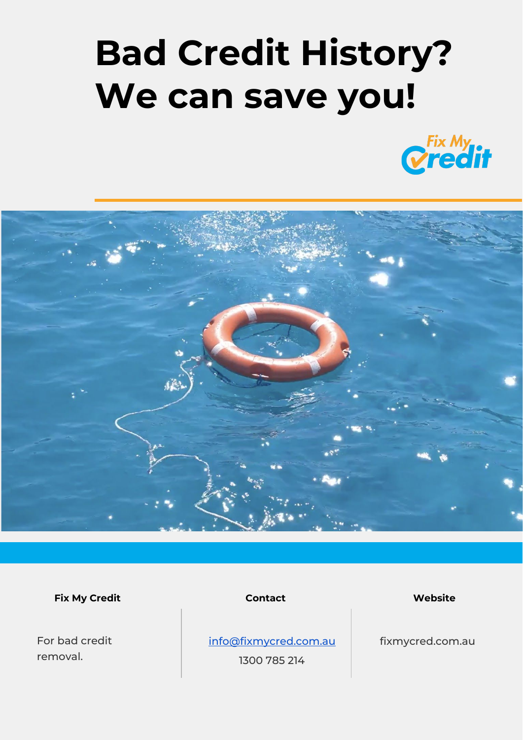# Bad Credit History? We can save you!

Fix My Credit

**Fix My Credit**

For bad credit removal.

**Contact**

info@fixmycred.com.au

1300 785 214

**Website**

fixmycred.com.au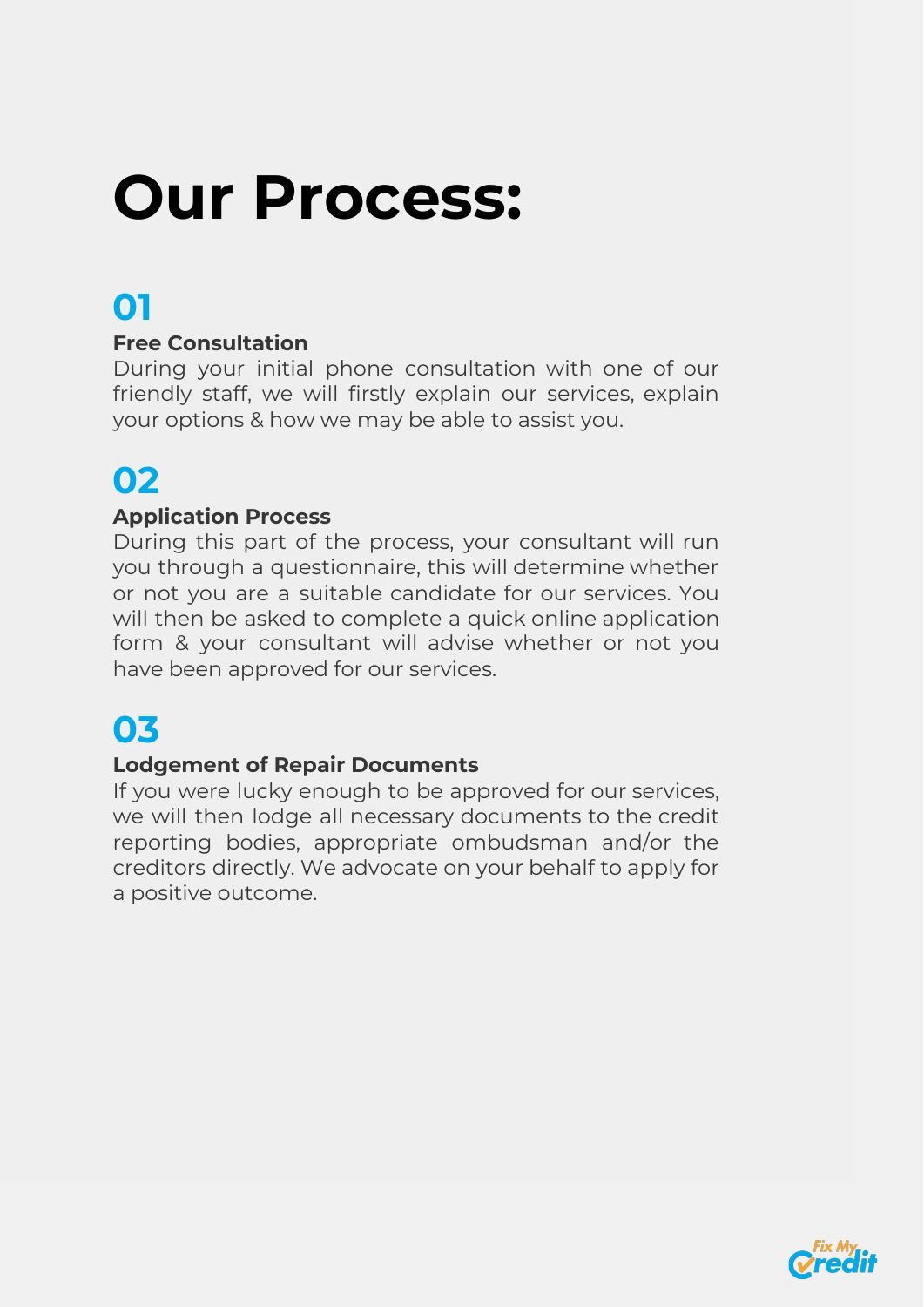# Our Process:

## 01

**Free Consultation**

During your initial phone consultation with one of our friendly staff, we will firstly explain our services, explain your options & how we may be able to assist you.

## 02

**Application Process**

During this part of the process, your consultant will run you through a questionnaire, this will determine whether or not you are a suitable candidate for our services. You will then be asked to complete a quick online application form & your consultant will advise whether or not you have been approved for our services.

## 03

**Lodgement of Repair Documents**

If you were lucky enough to be approved for our services, we will then lodge all necessary documents to the credit reporting bodies, appropriate ombudsman and/or the creditors directly. We advocate on your behalf to apply for a positive outcome.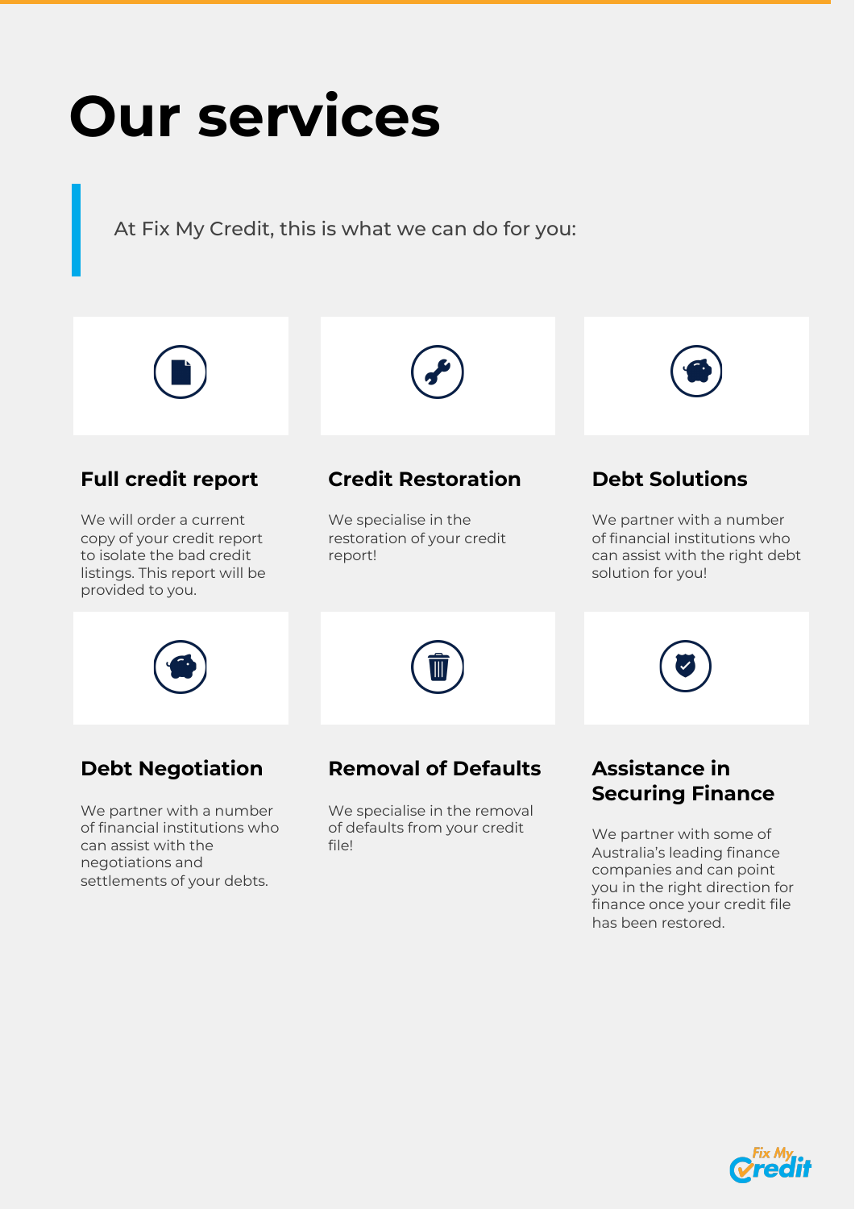# Our services

At Fix My Credit, this is what we can do for you:

### Full credit report

We will order a current copy of your credit report to isolate the bad credit listings. This report will be provided to you.

### Credit Restoration

We specialise in the restoration of your credit report!

### Debt Solutions

We partner with a number of financial institutions who can assist with the right debt solution for you!

### Debt Negotiation

We partner with a number of financial institutions who can assist with the negotiations and settlements of your debts.

### Removal of Defaults

We specialise in the removal of defaults from your credit file!

### Assistance in Securing Finance

We partner with some of Australia's leading finance companies and can point you in the right direction for finance once your credit file has been restored.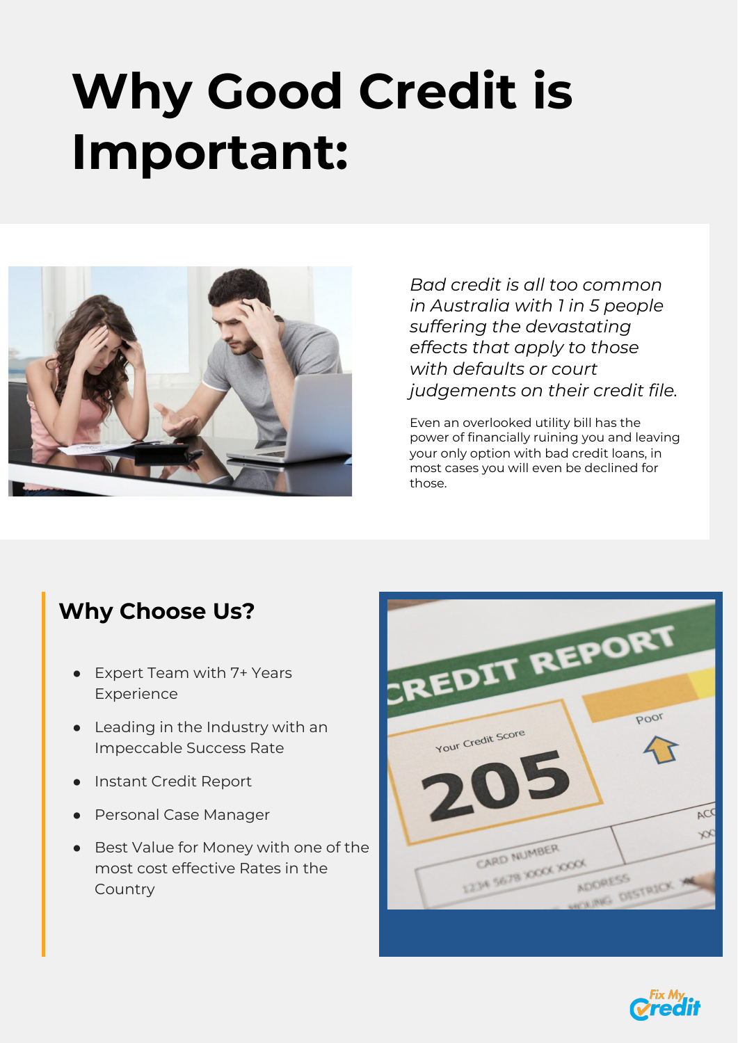# Why Good Credit is Important:

*Bad credit is all too common in Australia with 1 in 5 people suffering the devastating effects that apply to those with defaults or court judgements on their credit file.*

Even an overlooked utility bill has the power of financially ruining you and leaving your only option with bad credit loans, in most cases you will even be declined for those.

## Why Choose Us?

- Expert Team with 7+ Years Experience
- Leading in the Industry with an Impeccable Success Rate
- Instant Credit Report
- Personal Case Manager
- Best Value for Money with one of the most cost effective Rates in the Country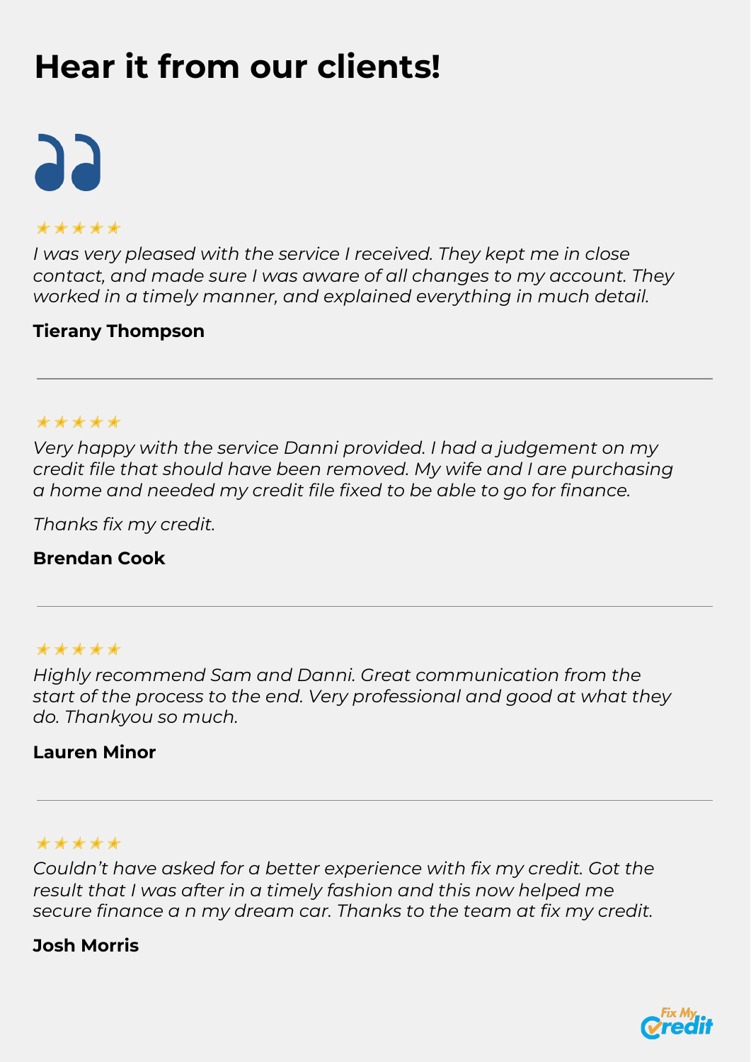# Hear it from our clients!

★★★★★

*I was very pleased with the service I received. They kept me in close contact, and made sure I was aware of all changes to my account. They worked in a timely manner, and explained everything in much detail.*

**Tierany Thompson**

---

★★★★★

*Very happy with the service Danni provided. I had a judgement on my credit file that should have been removed. My wife and I are purchasing a home and needed my credit file fixed to be able to go for finance.*

*Thanks fix my credit.*

**Brendan Cook**

---

★★★★★

*Highly recommend Sam and Danni. Great communication from the start of the process to the end. Very professional and good at what they do. Thankyou so much.*

**Lauren Minor**

---

★★★★★

*Couldn't have asked for a better experience with fix my credit. Got the result that I was after in a timely fashion and this now helped me secure finance a n my dream car. Thanks to the team at fix my credit.*

**Josh Morris**

Fix My Credit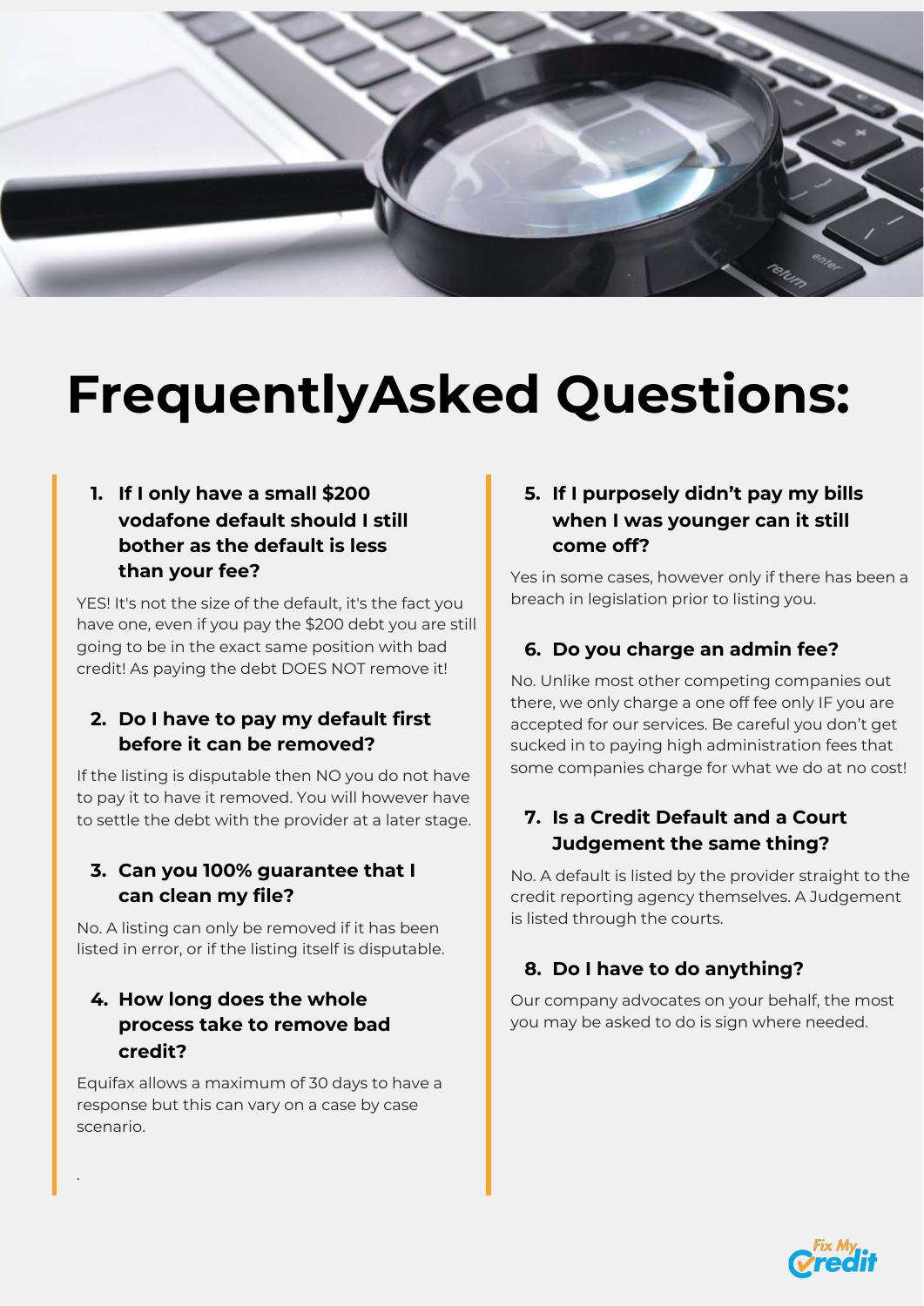# FrequentlyAsked Questions:

1. **If I only have a small $200 vodafone default should I still bother as the default is less than your fee?**

YES! It's not the size of the default, it's the fact you have one, even if you pay the $200 debt you are still going to be in the exact same position with bad credit! As paying the debt DOES NOT remove it!

2. **Do I have to pay my default first before it can be removed?**

If the listing is disputable then NO you do not have to pay it to have it removed. You will however have to settle the debt with the provider at a later stage.

3. **Can you 100% guarantee that I can clean my file?**

No. A listing can only be removed if it has been listed in error, or if the listing itself is disputable.

4. **How long does the whole process take to remove bad credit?**

Equifax allows a maximum of 30 days to have a response but this can vary on a case by case scenario.

.

5. **If I purposely didn't pay my bills when I was younger can it still come off?**

Yes in some cases, however only if there has been a breach in legislation prior to listing you.

6. **Do you charge an admin fee?**

No. Unlike most other competing companies out there, we only charge a one off fee only IF you are accepted for our services. Be careful you don't get sucked in to paying high administration fees that some companies charge for what we do at no cost!

7. **Is a Credit Default and a Court Judgement the same thing?**

No. A default is listed by the provider straight to the credit reporting agency themselves. A Judgement is listed through the courts.

8. **Do I have to do anything?**

Our company advocates on your behalf, the most you may be asked to do is sign where needed.

Fix My Credit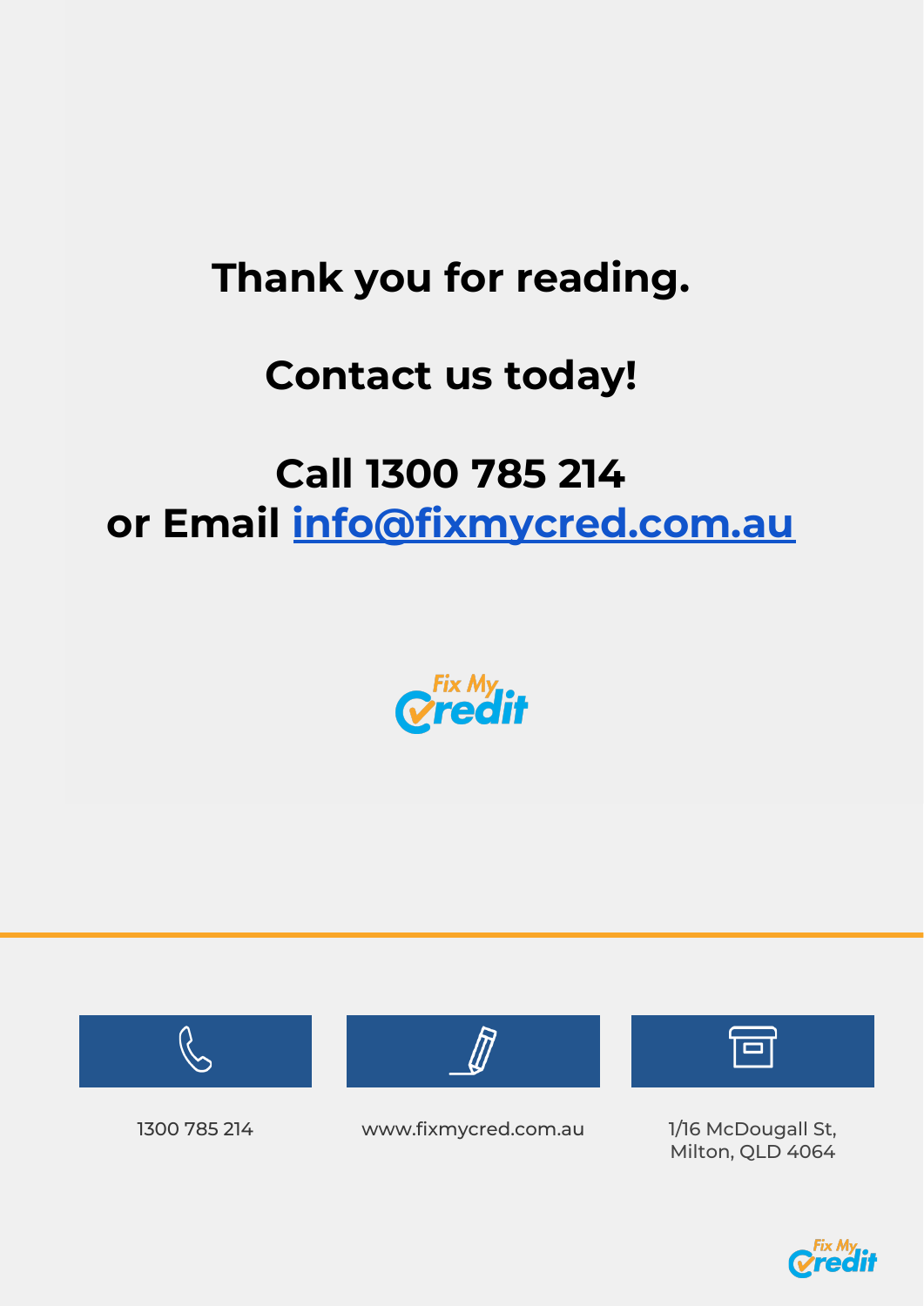**Thank you for reading.**

**Contact us today!**

**Call 1300 785 214**
**or Email info@fixmycred.com.au**

1300 785 214

www.fixmycred.com.au

1/16 McDougall St,
Milton, QLD 4064